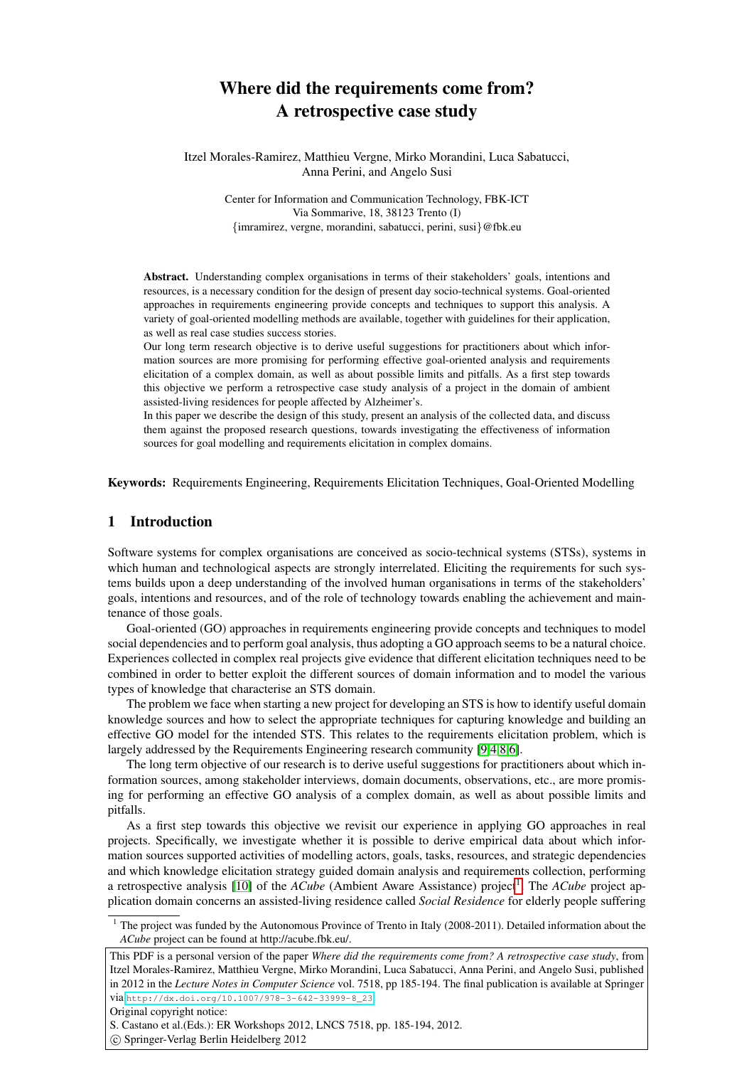# Where did the requirements come from? A retrospective case study

Itzel Morales-Ramirez, Matthieu Vergne, Mirko Morandini, Luca Sabatucci, Anna Perini, and Angelo Susi

Center for Information and Communication Technology, FBK-ICT
Via Sommarive, 18, 38123 Trento (I)
{imramirez, vergne, morandini, sabatucci, perini, susi}@fbk.eu

**Abstract.** Understanding complex organisations in terms of their stakeholders' goals, intentions and resources, is a necessary condition for the design of present day socio-technical systems. Goal-oriented approaches in requirements engineering provide concepts and techniques to support this analysis. A variety of goal-oriented modelling methods are available, together with guidelines for their application, as well as real case studies success stories.

Our long term research objective is to derive useful suggestions for practitioners about which information sources are more promising for performing effective goal-oriented analysis and requirements elicitation of a complex domain, as well as about possible limits and pitfalls. As a first step towards this objective we perform a retrospective case study analysis of a project in the domain of ambient assisted-living residences for people affected by Alzheimer's.

In this paper we describe the design of this study, present an analysis of the collected data, and discuss them against the proposed research questions, towards investigating the effectiveness of information sources for goal modelling and requirements elicitation in complex domains.

**Keywords:** Requirements Engineering, Requirements Elicitation Techniques, Goal-Oriented Modelling

## 1 Introduction

Software systems for complex organisations are conceived as socio-technical systems (STSs), systems in which human and technological aspects are strongly interrelated. Eliciting the requirements for such systems builds upon a deep understanding of the involved human organisations in terms of the stakeholders' goals, intentions and resources, and of the role of technology towards enabling the achievement and maintenance of those goals.

Goal-oriented (GO) approaches in requirements engineering provide concepts and techniques to model social dependencies and to perform goal analysis, thus adopting a GO approach seems to be a natural choice. Experiences collected in complex real projects give evidence that different elicitation techniques need to be combined in order to better exploit the different sources of domain information and to model the various types of knowledge that characterise an STS domain.

The problem we face when starting a new project for developing an STS is how to identify useful domain knowledge sources and how to select the appropriate techniques for capturing knowledge and building an effective GO model for the intended STS. This relates to the requirements elicitation problem, which is largely addressed by the Requirements Engineering research community [9,4,8,6].

The long term objective of our research is to derive useful suggestions for practitioners about which information sources, among stakeholder interviews, domain documents, observations, etc., are more promising for performing an effective GO analysis of a complex domain, as well as about possible limits and pitfalls.

As a first step towards this objective we revisit our experience in applying GO approaches in real projects. Specifically, we investigate whether it is possible to derive empirical data about which information sources supported activities of modelling actors, goals, tasks, resources, and strategic dependencies and which knowledge elicitation strategy guided domain analysis and requirements collection, performing a retrospective analysis [10] of the *ACube* (Ambient Aware Assistance) project[1]. The *ACube* project application domain concerns an assisted-living residence called *Social Residence* for elderly people suffering

[1] The project was funded by the Autonomous Province of Trento in Italy (2008-2011). Detailed information about the *ACube* project can be found at http://acube.fbk.eu/.

This PDF is a personal version of the paper *Where did the requirements come from? A retrospective case study*, from Itzel Morales-Ramirez, Matthieu Vergne, Mirko Morandini, Luca Sabatucci, Anna Perini, and Angelo Susi, published in 2012 in the *Lecture Notes in Computer Science* vol. 7518, pp 185-194. The final publication is available at Springer via http://dx.doi.org/10.1007/978-3-642-33999-8_23
Original copyright notice:
S. Castano et al.(Eds.): ER Workshops 2012, LNCS 7518, pp. 185-194, 2012.
© Springer-Verlag Berlin Heidelberg 2012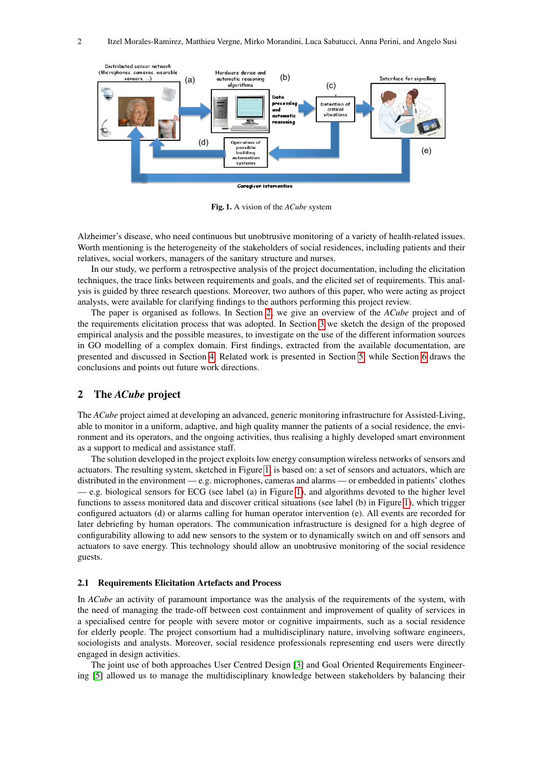Fig. 1. A vision of the *ACube* system

Alzheimer's disease, who need continuous but unobtrusive monitoring of a variety of health-related issues. Worth mentioning is the heterogeneity of the stakeholders of social residences, including patients and their relatives, social workers, managers of the sanitary structure and nurses.

In our study, we perform a retrospective analysis of the project documentation, including the elicitation techniques, the trace links between requirements and goals, and the elicited set of requirements. This analysis is guided by three research questions. Moreover, two authors of this paper, who were acting as project analysts, were available for clarifying findings to the authors performing this project review.

The paper is organised as follows. In Section 2, we give an overview of the *ACube* project and of the requirements elicitation process that was adopted. In Section 3 we sketch the design of the proposed empirical analysis and the possible measures, to investigate on the use of the different information sources in GO modelling of a complex domain. First findings, extracted from the available documentation, are presented and discussed in Section 4. Related work is presented in Section 5, while Section 6 draws the conclusions and points out future work directions.

## 2 The *ACube* project

The *ACube* project aimed at developing an advanced, generic monitoring infrastructure for Assisted-Living, able to monitor in a uniform, adaptive, and high quality manner the patients of a social residence, the environment and its operators, and the ongoing activities, thus realising a highly developed smart environment as a support to medical and assistance staff.

The solution developed in the project exploits low energy consumption wireless networks of sensors and actuators. The resulting system, sketched in Figure 1, is based on: a set of sensors and actuators, which are distributed in the environment — e.g. microphones, cameras and alarms — or embedded in patients' clothes — e.g. biological sensors for ECG (see label (a) in Figure 1), and algorithms devoted to the higher level functions to assess monitored data and discover critical situations (see label (b) in Figure 1), which trigger configured actuators (d) or alarms calling for human operator intervention (e). All events are recorded for later debriefing by human operators. The communication infrastructure is designed for a high degree of configurability allowing to add new sensors to the system or to dynamically switch on and off sensors and actuators to save energy. This technology should allow an unobtrusive monitoring of the social residence guests.

### 2.1 Requirements Elicitation Artefacts and Process

In *ACube* an activity of paramount importance was the analysis of the requirements of the system, with the need of managing the trade-off between cost containment and improvement of quality of services in a specialised centre for people with severe motor or cognitive impairments, such as a social residence for elderly people. The project consortium had a multidisciplinary nature, involving software engineers, sociologists and analysts. Moreover, social residence professionals representing end users were directly engaged in design activities.

The joint use of both approaches User Centred Design [3] and Goal Oriented Requirements Engineering [5] allowed us to manage the multidisciplinary knowledge between stakeholders by balancing their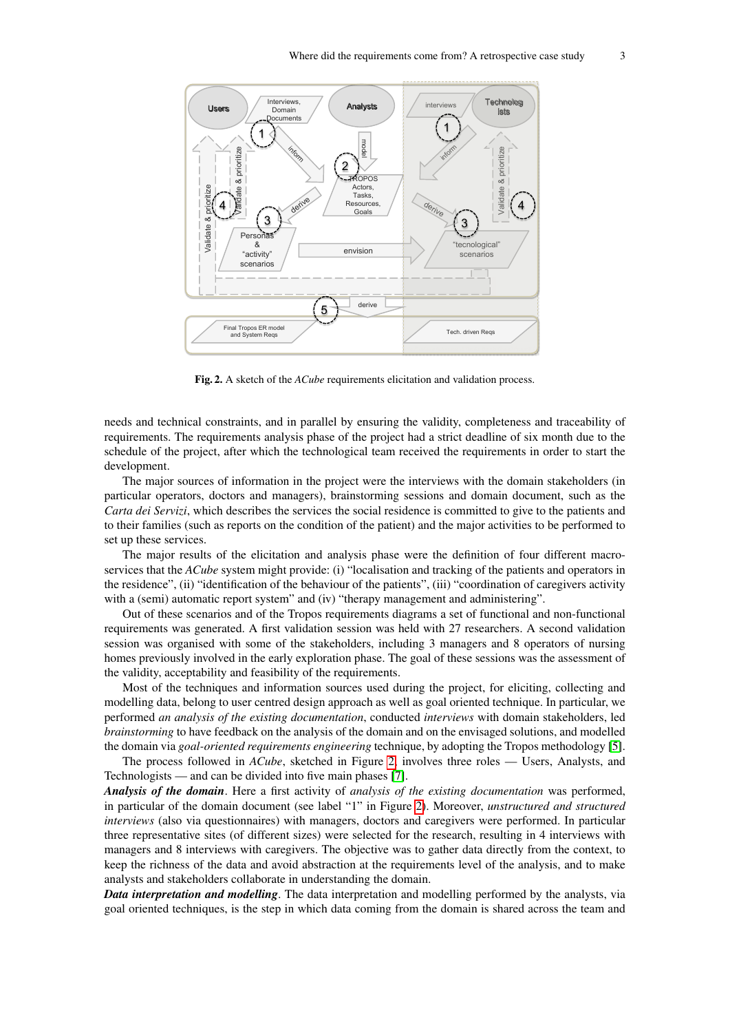Users
Interviews, Domain Documents
Analysts
interviews
Technologists
1
inform
model
1
inform
2
TROPOS Actors, Tasks, Resources, Goals
Validate & prioritize
Validate & prioritize
4
derive
derive
Validate & prioritize
4
3
3
Personas & "activity" scenarios
envision
"tecnological" scenarios
5
derive
Final Tropos ER model and System Reqs
Tech. driven Reqs

**Fig. 2.** A sketch of the *ACube* requirements elicitation and validation process.

needs and technical constraints, and in parallel by ensuring the validity, completeness and traceability of requirements. The requirements analysis phase of the project had a strict deadline of six month due to the schedule of the project, after which the technological team received the requirements in order to start the development.

The major sources of information in the project were the interviews with the domain stakeholders (in particular operators, doctors and managers), brainstorming sessions and domain document, such as the *Carta dei Servizi*, which describes the services the social residence is committed to give to the patients and to their families (such as reports on the condition of the patient) and the major activities to be performed to set up these services.

The major results of the elicitation and analysis phase were the definition of four different macro-services that the *ACube* system might provide: (i) "localisation and tracking of the patients and operators in the residence", (ii) "identification of the behaviour of the patients", (iii) "coordination of caregivers activity with a (semi) automatic report system" and (iv) "therapy management and administering".

Out of these scenarios and of the Tropos requirements diagrams a set of functional and non-functional requirements was generated. A first validation session was held with 27 researchers. A second validation session was organised with some of the stakeholders, including 3 managers and 8 operators of nursing homes previously involved in the early exploration phase. The goal of these sessions was the assessment of the validity, acceptability and feasibility of the requirements.

Most of the techniques and information sources used during the project, for eliciting, collecting and modelling data, belong to user centred design approach as well as goal oriented technique. In particular, we performed *an analysis of the existing documentation*, conducted *interviews* with domain stakeholders, led *brainstorming* to have feedback on the analysis of the domain and on the envisaged solutions, and modelled the domain via *goal-oriented requirements engineering* technique, by adopting the Tropos methodology [5].

The process followed in *ACube*, sketched in Figure 2, involves three roles — Users, Analysts, and Technologists — and can be divided into five main phases [7].

***Analysis of the domain***. Here a first activity of *analysis of the existing documentation* was performed, in particular of the domain document (see label "1" in Figure 2). Moreover, *unstructured and structured interviews* (also via questionnaires) with managers, doctors and caregivers were performed. In particular three representative sites (of different sizes) were selected for the research, resulting in 4 interviews with managers and 8 interviews with caregivers. The objective was to gather data directly from the context, to keep the richness of the data and avoid abstraction at the requirements level of the analysis, and to make analysts and stakeholders collaborate in understanding the domain.

***Data interpretation and modelling***. The data interpretation and modelling performed by the analysts, via goal oriented techniques, is the step in which data coming from the domain is shared across the team and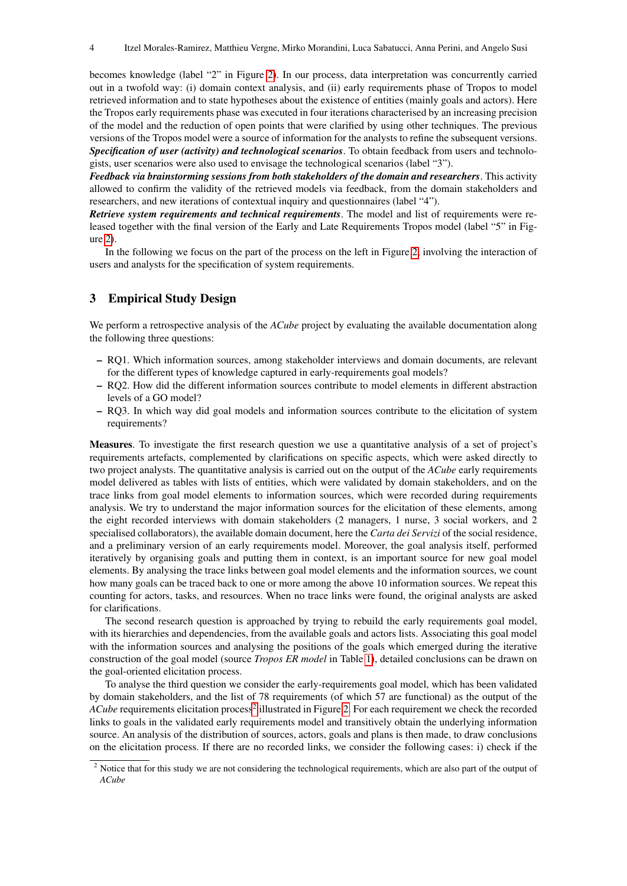becomes knowledge (label “2” in Figure 2). In our process, data interpretation was concurrently carried out in a twofold way: (i) domain context analysis, and (ii) early requirements phase of Tropos to model retrieved information and to state hypotheses about the existence of entities (mainly goals and actors). Here the Tropos early requirements phase was executed in four iterations characterised by an increasing precision of the model and the reduction of open points that were clarified by using other techniques. The previous versions of the Tropos model were a source of information for the analysts to refine the subsequent versions.
***Specification of user (activity) and technological scenarios***. To obtain feedback from users and technologists, user scenarios were also used to envisage the technological scenarios (label “3”).
***Feedback via brainstorming sessions from both stakeholders of the domain and researchers***. This activity allowed to confirm the validity of the retrieved models via feedback, from the domain stakeholders and researchers, and new iterations of contextual inquiry and questionnaires (label “4”).
***Retrieve system requirements and technical requirements***. The model and list of requirements were released together with the final version of the Early and Late Requirements Tropos model (label “5” in Figure 2).

In the following we focus on the part of the process on the left in Figure 2, involving the interaction of users and analysts for the specification of system requirements.

## 3 Empirical Study Design

We perform a retrospective analysis of the *ACube* project by evaluating the available documentation along the following three questions:

- RQ1. Which information sources, among stakeholder interviews and domain documents, are relevant for the different types of knowledge captured in early-requirements goal models?
- RQ2. How did the different information sources contribute to model elements in different abstraction levels of a GO model?
- RQ3. In which way did goal models and information sources contribute to the elicitation of system requirements?

**Measures**. To investigate the first research question we use a quantitative analysis of a set of project’s requirements artefacts, complemented by clarifications on specific aspects, which were asked directly to two project analysts. The quantitative analysis is carried out on the output of the *ACube* early requirements model delivered as tables with lists of entities, which were validated by domain stakeholders, and on the trace links from goal model elements to information sources, which were recorded during requirements analysis. We try to understand the major information sources for the elicitation of these elements, among the eight recorded interviews with domain stakeholders (2 managers, 1 nurse, 3 social workers, and 2 specialised collaborators), the available domain document, here the *Carta dei Servizi* of the social residence, and a preliminary version of an early requirements model. Moreover, the goal analysis itself, performed iteratively by organising goals and putting them in context, is an important source for new goal model elements. By analysing the trace links between goal model elements and the information sources, we count how many goals can be traced back to one or more among the above 10 information sources. We repeat this counting for actors, tasks, and resources. When no trace links were found, the original analysts are asked for clarifications.

The second research question is approached by trying to rebuild the early requirements goal model, with its hierarchies and dependencies, from the available goals and actors lists. Associating this goal model with the information sources and analysing the positions of the goals which emerged during the iterative construction of the goal model (source *Tropos ER model* in Table 1), detailed conclusions can be drawn on the goal-oriented elicitation process.

To analyse the third question we consider the early-requirements goal model, which has been validated by domain stakeholders, and the list of 78 requirements (of which 57 are functional) as the output of the *ACube* requirements elicitation process[2] illustrated in Figure 2. For each requirement we check the recorded links to goals in the validated early requirements model and transitively obtain the underlying information source. An analysis of the distribution of sources, actors, goals and plans is then made, to draw conclusions on the elicitation process. If there are no recorded links, we consider the following cases: i) check if the

[2] Notice that for this study we are not considering the technological requirements, which are also part of the output of *ACube*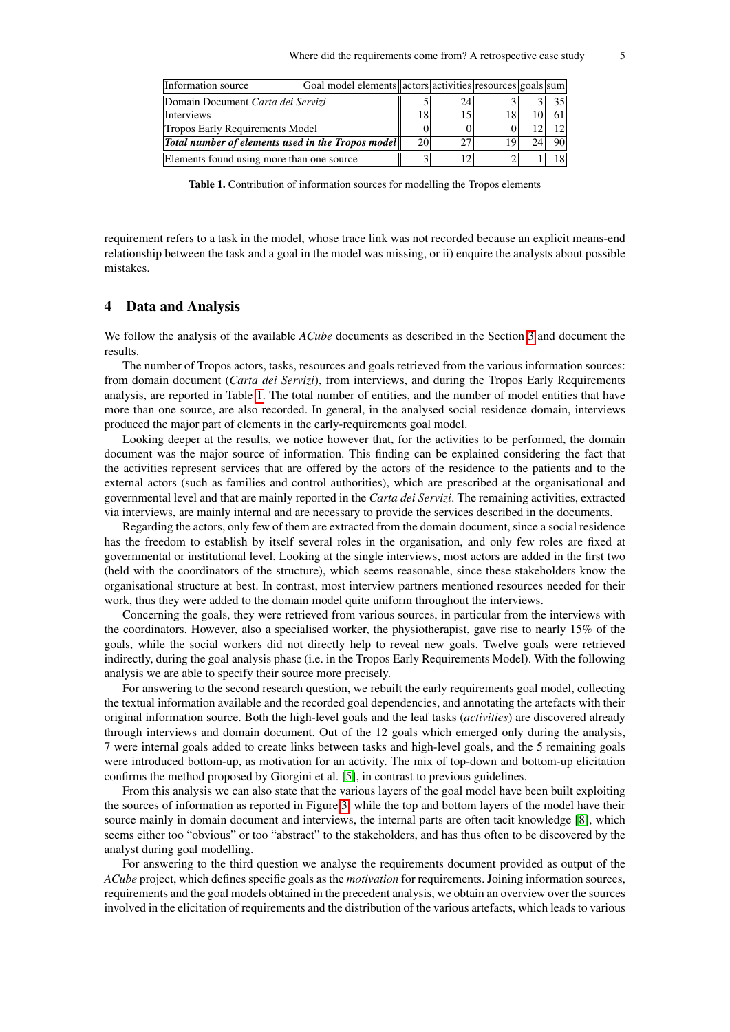| Information source / Goal model elements | actors | activities | resources | goals | sum |
|---|---|---|---|---|---|
| Domain Document *Carta dei Servizi* | 5 | 24 | 3 | 3 | 35 |
| Interviews | 18 | 15 | 18 | 10 | 61 |
| Tropos Early Requirements Model | 0 | 0 | 0 | 12 | 12 |
| ***Total number of elements used in the Tropos model*** | 20 | 27 | 19 | 24 | 90 |
| Elements found using more than one source | 3 | 12 | 2 | 1 | 18 |

**Table 1.** Contribution of information sources for modelling the Tropos elements

requirement refers to a task in the model, whose trace link was not recorded because an explicit means-end relationship between the task and a goal in the model was missing, or ii) enquire the analysts about possible mistakes.

## 4 Data and Analysis

We follow the analysis of the available *ACube* documents as described in the Section 3 and document the results.

The number of Tropos actors, tasks, resources and goals retrieved from the various information sources: from domain document (*Carta dei Servizi*), from interviews, and during the Tropos Early Requirements analysis, are reported in Table 1. The total number of entities, and the number of model entities that have more than one source, are also recorded. In general, in the analysed social residence domain, interviews produced the major part of elements in the early-requirements goal model.

Looking deeper at the results, we notice however that, for the activities to be performed, the domain document was the major source of information. This finding can be explained considering the fact that the activities represent services that are offered by the actors of the residence to the patients and to the external actors (such as families and control authorities), which are prescribed at the organisational and governmental level and that are mainly reported in the *Carta dei Servizi*. The remaining activities, extracted via interviews, are mainly internal and are necessary to provide the services described in the documents.

Regarding the actors, only few of them are extracted from the domain document, since a social residence has the freedom to establish by itself several roles in the organisation, and only few roles are fixed at governmental or institutional level. Looking at the single interviews, most actors are added in the first two (held with the coordinators of the structure), which seems reasonable, since these stakeholders know the organisational structure at best. In contrast, most interview partners mentioned resources needed for their work, thus they were added to the domain model quite uniform throughout the interviews.

Concerning the goals, they were retrieved from various sources, in particular from the interviews with the coordinators. However, also a specialised worker, the physiotherapist, gave rise to nearly 15% of the goals, while the social workers did not directly help to reveal new goals. Twelve goals were retrieved indirectly, during the goal analysis phase (i.e. in the Tropos Early Requirements Model). With the following analysis we are able to specify their source more precisely.

For answering to the second research question, we rebuilt the early requirements goal model, collecting the textual information available and the recorded goal dependencies, and annotating the artefacts with their original information source. Both the high-level goals and the leaf tasks (*activities*) are discovered already through interviews and domain document. Out of the 12 goals which emerged only during the analysis, 7 were internal goals added to create links between tasks and high-level goals, and the 5 remaining goals were introduced bottom-up, as motivation for an activity. The mix of top-down and bottom-up elicitation confirms the method proposed by Giorgini et al. [5], in contrast to previous guidelines.

From this analysis we can also state that the various layers of the goal model have been built exploiting the sources of information as reported in Figure 3: while the top and bottom layers of the model have their source mainly in domain document and interviews, the internal parts are often tacit knowledge [8], which seems either too "obvious" or too "abstract" to the stakeholders, and has thus often to be discovered by the analyst during goal modelling.

For answering to the third question we analyse the requirements document provided as output of the *ACube* project, which defines specific goals as the *motivation* for requirements. Joining information sources, requirements and the goal models obtained in the precedent analysis, we obtain an overview over the sources involved in the elicitation of requirements and the distribution of the various artefacts, which leads to various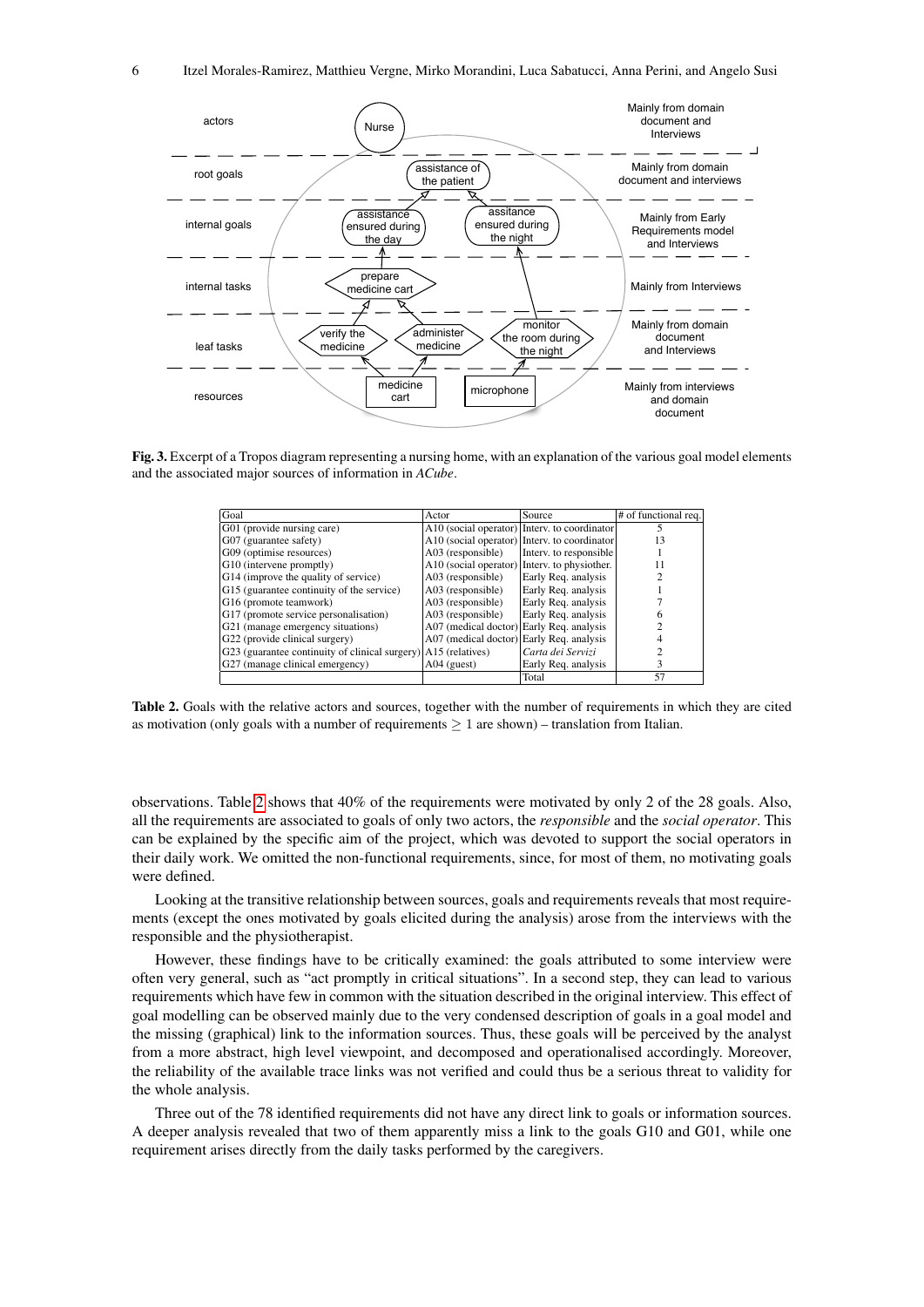**Fig. 3.** Excerpt of a Tropos diagram representing a nursing home, with an explanation of the various goal model elements and the associated major sources of information in *ACube*.

| Goal | Actor | Source | # of functional req. |
|---|---|---|---|
| G01 (provide nursing care) | A10 (social operator) | Interv. to coordinator | 5 |
| G07 (guarantee safety) | A10 (social operator) | Interv. to coordinator | 13 |
| G09 (optimise resources) | A03 (responsible) | Interv. to responsible | 1 |
| G10 (intervene promptly) | A10 (social operator) | Interv. to physiother. | 11 |
| G14 (improve the quality of service) | A03 (responsible) | Early Req. analysis | 2 |
| G15 (guarantee continuity of the service) | A03 (responsible) | Early Req. analysis | 1 |
| G16 (promote teamwork) | A03 (responsible) | Early Req. analysis | 7 |
| G17 (promote service personalisation) | A03 (responsible) | Early Req. analysis | 6 |
| G21 (manage emergency situations) | A07 (medical doctor) | Early Req. analysis | 2 |
| G22 (provide clinical surgery) | A07 (medical doctor) | Early Req. analysis | 4 |
| G23 (guarantee continuity of clinical surgery) | A15 (relatives) | *Carta dei Servizi* | 2 |
| G27 (manage clinical emergency) | A04 (guest) | Early Req. analysis | 3 |
| | | Total | 57 |

**Table 2.** Goals with the relative actors and sources, together with the number of requirements in which they are cited as motivation (only goals with a number of requirements $\geq 1$ are shown) – translation from Italian.

observations. Table 2 shows that 40% of the requirements were motivated by only 2 of the 28 goals. Also, all the requirements are associated to goals of only two actors, the *responsible* and the *social operator*. This can be explained by the specific aim of the project, which was devoted to support the social operators in their daily work. We omitted the non-functional requirements, since, for most of them, no motivating goals were defined.

Looking at the transitive relationship between sources, goals and requirements reveals that most requirements (except the ones motivated by goals elicited during the analysis) arose from the interviews with the responsible and the physiotherapist.

However, these findings have to be critically examined: the goals attributed to some interview were often very general, such as "act promptly in critical situations". In a second step, they can lead to various requirements which have few in common with the situation described in the original interview. This effect of goal modelling can be observed mainly due to the very condensed description of goals in a goal model and the missing (graphical) link to the information sources. Thus, these goals will be perceived by the analyst from a more abstract, high level viewpoint, and decomposed and operationalised accordingly. Moreover, the reliability of the available trace links was not verified and could thus be a serious threat to validity for the whole analysis.

Three out of the 78 identified requirements did not have any direct link to goals or information sources. A deeper analysis revealed that two of them apparently miss a link to the goals G10 and G01, while one requirement arises directly from the daily tasks performed by the caregivers.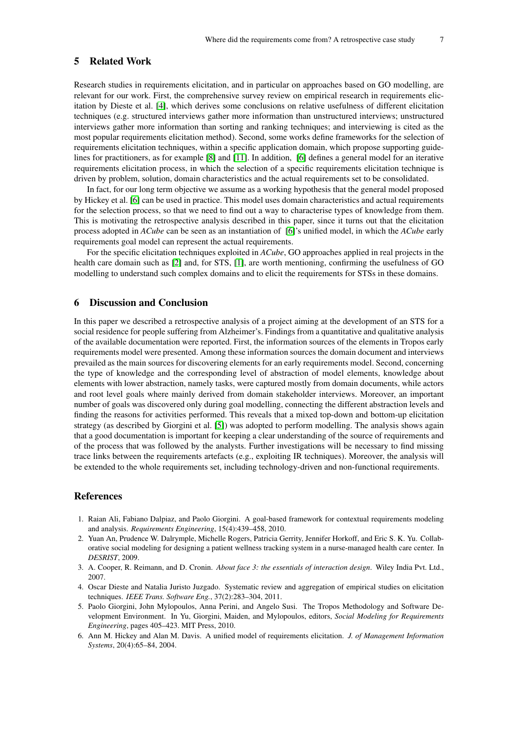## 5 Related Work

Research studies in requirements elicitation, and in particular on approaches based on GO modelling, are relevant for our work. First, the comprehensive survey review on empirical research in requirements elicitation by Dieste et al. [4], which derives some conclusions on relative usefulness of different elicitation techniques (e.g. structured interviews gather more information than unstructured interviews; unstructured interviews gather more information than sorting and ranking techniques; and interviewing is cited as the most popular requirements elicitation method). Second, some works define frameworks for the selection of requirements elicitation techniques, within a specific application domain, which propose supporting guidelines for practitioners, as for example [8] and [11]. In addition, [6] defines a general model for an iterative requirements elicitation process, in which the selection of a specific requirements elicitation technique is driven by problem, solution, domain characteristics and the actual requirements set to be consolidated.

In fact, for our long term objective we assume as a working hypothesis that the general model proposed by Hickey et al. [6] can be used in practice. This model uses domain characteristics and actual requirements for the selection process, so that we need to find out a way to characterise types of knowledge from them. This is motivating the retrospective analysis described in this paper, since it turns out that the elicitation process adopted in *ACube* can be seen as an instantiation of [6]'s unified model, in which the *ACube* early requirements goal model can represent the actual requirements.

For the specific elicitation techniques exploited in *ACube*, GO approaches applied in real projects in the health care domain such as [2] and, for STS, [1], are worth mentioning, confirming the usefulness of GO modelling to understand such complex domains and to elicit the requirements for STSs in these domains.

## 6 Discussion and Conclusion

In this paper we described a retrospective analysis of a project aiming at the development of an STS for a social residence for people suffering from Alzheimer's. Findings from a quantitative and qualitative analysis of the available documentation were reported. First, the information sources of the elements in Tropos early requirements model were presented. Among these information sources the domain document and interviews prevailed as the main sources for discovering elements for an early requirements model. Second, concerning the type of knowledge and the corresponding level of abstraction of model elements, knowledge about elements with lower abstraction, namely tasks, were captured mostly from domain documents, while actors and root level goals where mainly derived from domain stakeholder interviews. Moreover, an important number of goals was discovered only during goal modelling, connecting the different abstraction levels and finding the reasons for activities performed. This reveals that a mixed top-down and bottom-up elicitation strategy (as described by Giorgini et al. [5]) was adopted to perform modelling. The analysis shows again that a good documentation is important for keeping a clear understanding of the source of requirements and of the process that was followed by the analysts. Further investigations will be necessary to find missing trace links between the requirements artefacts (e.g., exploiting IR techniques). Moreover, the analysis will be extended to the whole requirements set, including technology-driven and non-functional requirements.

## References

1. Raian Ali, Fabiano Dalpiaz, and Paolo Giorgini. A goal-based framework for contextual requirements modeling and analysis. *Requirements Engineering*, 15(4):439–458, 2010.
2. Yuan An, Prudence W. Dalrymple, Michelle Rogers, Patricia Gerrity, Jennifer Horkoff, and Eric S. K. Yu. Collaborative social modeling for designing a patient wellness tracking system in a nurse-managed health care center. In *DESRIST*, 2009.
3. A. Cooper, R. Reimann, and D. Cronin. *About face 3: the essentials of interaction design*. Wiley India Pvt. Ltd., 2007.
4. Oscar Dieste and Natalia Juristo Juzgado. Systematic review and aggregation of empirical studies on elicitation techniques. *IEEE Trans. Software Eng.*, 37(2):283–304, 2011.
5. Paolo Giorgini, John Mylopoulos, Anna Perini, and Angelo Susi. The Tropos Methodology and Software Development Environment. In Yu, Giorgini, Maiden, and Mylopoulos, editors, *Social Modeling for Requirements Engineering*, pages 405–423. MIT Press, 2010.
6. Ann M. Hickey and Alan M. Davis. A unified model of requirements elicitation. *J. of Management Information Systems*, 20(4):65–84, 2004.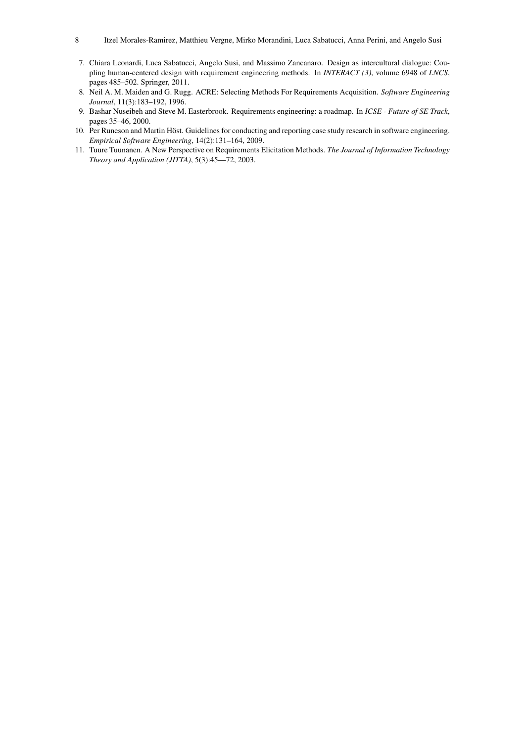7. Chiara Leonardi, Luca Sabatucci, Angelo Susi, and Massimo Zancanaro. Design as intercultural dialogue: Coupling human-centered design with requirement engineering methods. In *INTERACT (3)*, volume 6948 of *LNCS*, pages 485–502. Springer, 2011.
8. Neil A. M. Maiden and G. Rugg. ACRE: Selecting Methods For Requirements Acquisition. *Software Engineering Journal*, 11(3):183–192, 1996.
9. Bashar Nuseibeh and Steve M. Easterbrook. Requirements engineering: a roadmap. In *ICSE - Future of SE Track*, pages 35–46, 2000.
10. Per Runeson and Martin Höst. Guidelines for conducting and reporting case study research in software engineering. *Empirical Software Engineering*, 14(2):131–164, 2009.
11. Tuure Tuunanen. A New Perspective on Requirements Elicitation Methods. *The Journal of Information Technology Theory and Application (JITTA)*, 5(3):45—72, 2003.